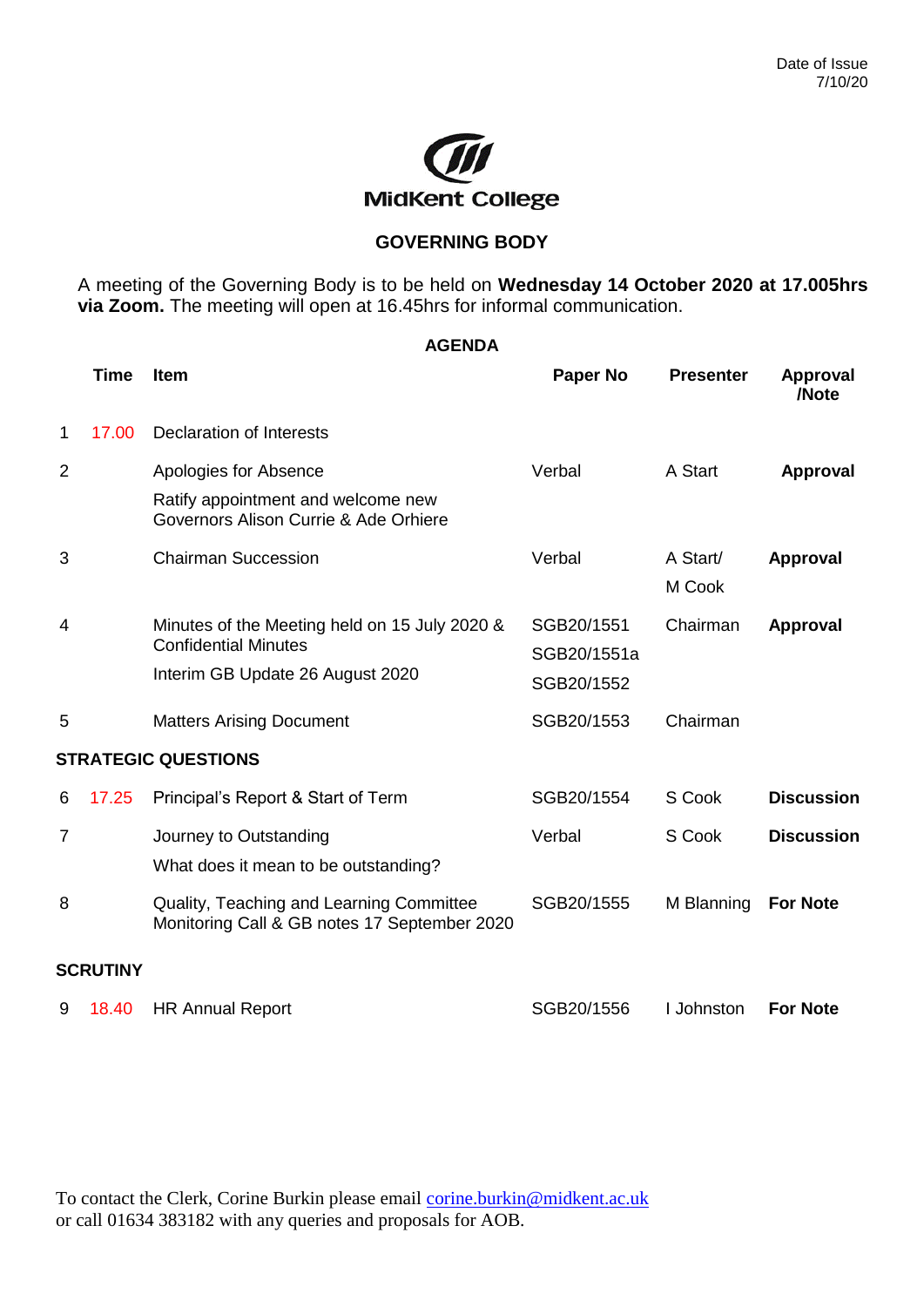Date of Issue
7/10/20

MidKent College

# GOVERNING BODY

A meeting of the Governing Body is to be held on **Wednesday 14 October 2020 at 17.005hrs via Zoom.** The meeting will open at 16.45hrs for informal communication.

## AGENDA

| | Time | Item | Paper No | Presenter | Approval /Note |
|---|---|---|---|---|---|
| 1 | 17.00 | Declaration of Interests | | | |
| 2 | | Apologies for Absence<br>Ratify appointment and welcome new Governors Alison Currie & Ade Orhiere | Verbal | A Start | **Approval** |
| 3 | | Chairman Succession | Verbal | A Start/<br>M Cook | **Approval** |
| 4 | | Minutes of the Meeting held on 15 July 2020 & Confidential Minutes<br>Interim GB Update 26 August 2020 | SGB20/1551<br>SGB20/1551a<br>SGB20/1552 | Chairman | **Approval** |
| 5 | | Matters Arising Document | SGB20/1553 | Chairman | |
| **STRATEGIC QUESTIONS** | | | | | |
| 6 | 17.25 | Principal's Report & Start of Term | SGB20/1554 | S Cook | **Discussion** |
| 7 | | Journey to Outstanding<br>What does it mean to be outstanding? | Verbal | S Cook | **Discussion** |
| 8 | | Quality, Teaching and Learning Committee Monitoring Call & GB notes 17 September 2020 | SGB20/1555 | M Blanning | **For Note** |
| **SCRUTINY** | | | | | |
| 9 | 18.40 | HR Annual Report | SGB20/1556 | I Johnston | **For Note** |

To contact the Clerk, Corine Burkin please email corine.burkin@midkent.ac.uk or call 01634 383182 with any queries and proposals for AOB.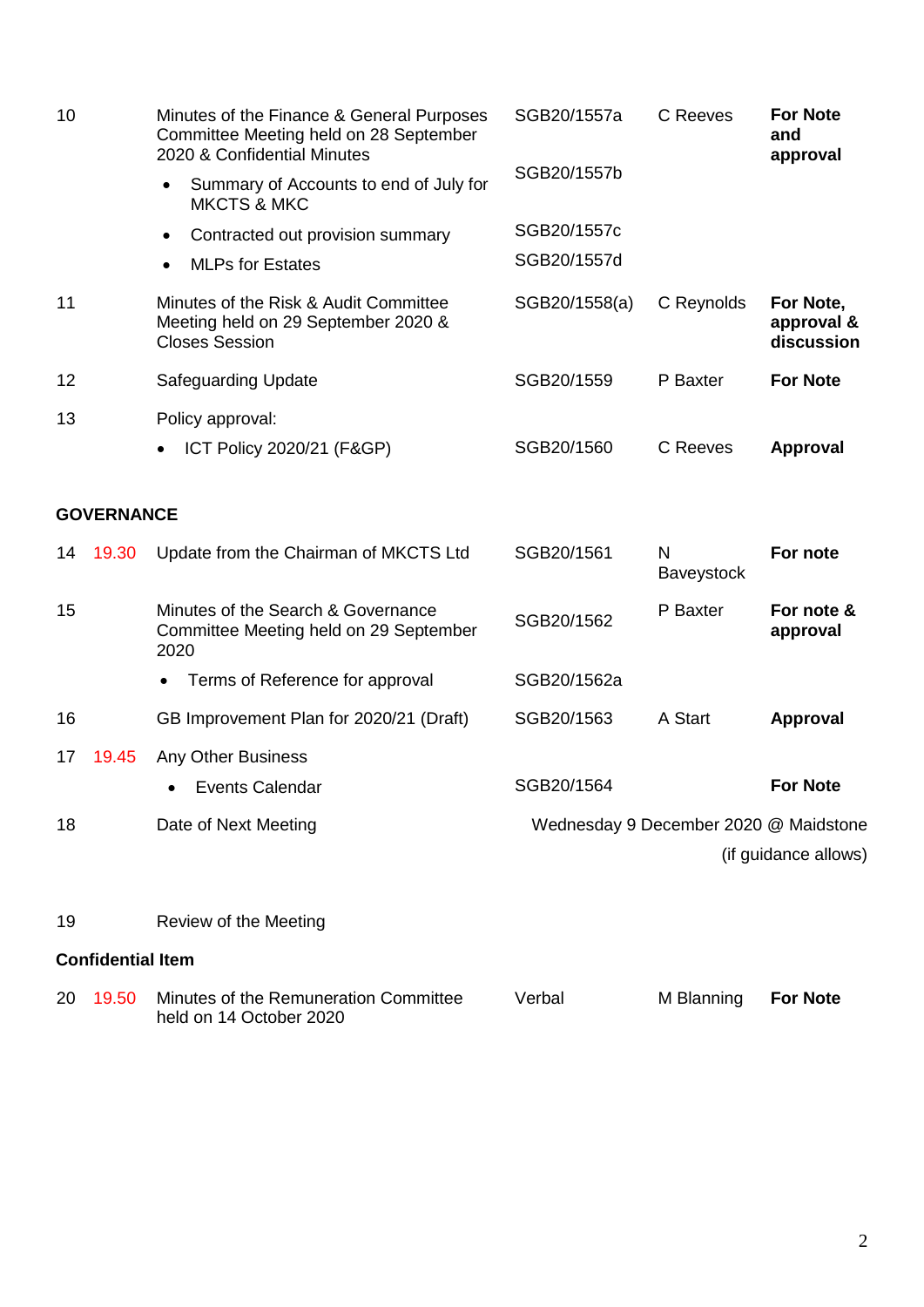| | | | | | |
|---|---|---|---|---|---|
| 10 | | Minutes of the Finance & General Purposes Committee Meeting held on 28 September 2020 & Confidential Minutes | SGB20/1557a | C Reeves | **For Note and approval** |
| | | • Summary of Accounts to end of July for MKCTS & MKC | SGB20/1557b | | |
| | | • Contracted out provision summary | SGB20/1557c | | |
| | | • MLPs for Estates | SGB20/1557d | | |
| 11 | | Minutes of the Risk & Audit Committee Meeting held on 29 September 2020 & Closes Session | SGB20/1558(a) | C Reynolds | **For Note, approval & discussion** |
| 12 | | Safeguarding Update | SGB20/1559 | P Baxter | **For Note** |
| 13 | | Policy approval: | | | |
| | | • ICT Policy 2020/21 (F&GP) | SGB20/1560 | C Reeves | **Approval** |
| **GOVERNANCE** | | | | | |
| 14 | 19.30 | Update from the Chairman of MKCTS Ltd | SGB20/1561 | N Baveystock | **For note** |
| 15 | | Minutes of the Search & Governance Committee Meeting held on 29 September 2020 | SGB20/1562 | P Baxter | **For note & approval** |
| | | • Terms of Reference for approval | SGB20/1562a | | |
| 16 | | GB Improvement Plan for 2020/21 (Draft) | SGB20/1563 | A Start | **Approval** |
| 17 | 19.45 | Any Other Business | | | |
| | | • Events Calendar | SGB20/1564 | | **For Note** |
| 18 | | Date of Next Meeting | Wednesday 9 December 2020 @ Maidstone (if guidance allows) | | |
| 19 | | Review of the Meeting | | | |
| **Confidential Item** | | | | | |
| 20 | 19.50 | Minutes of the Remuneration Committee held on 14 October 2020 | Verbal | M Blanning | **For Note** |